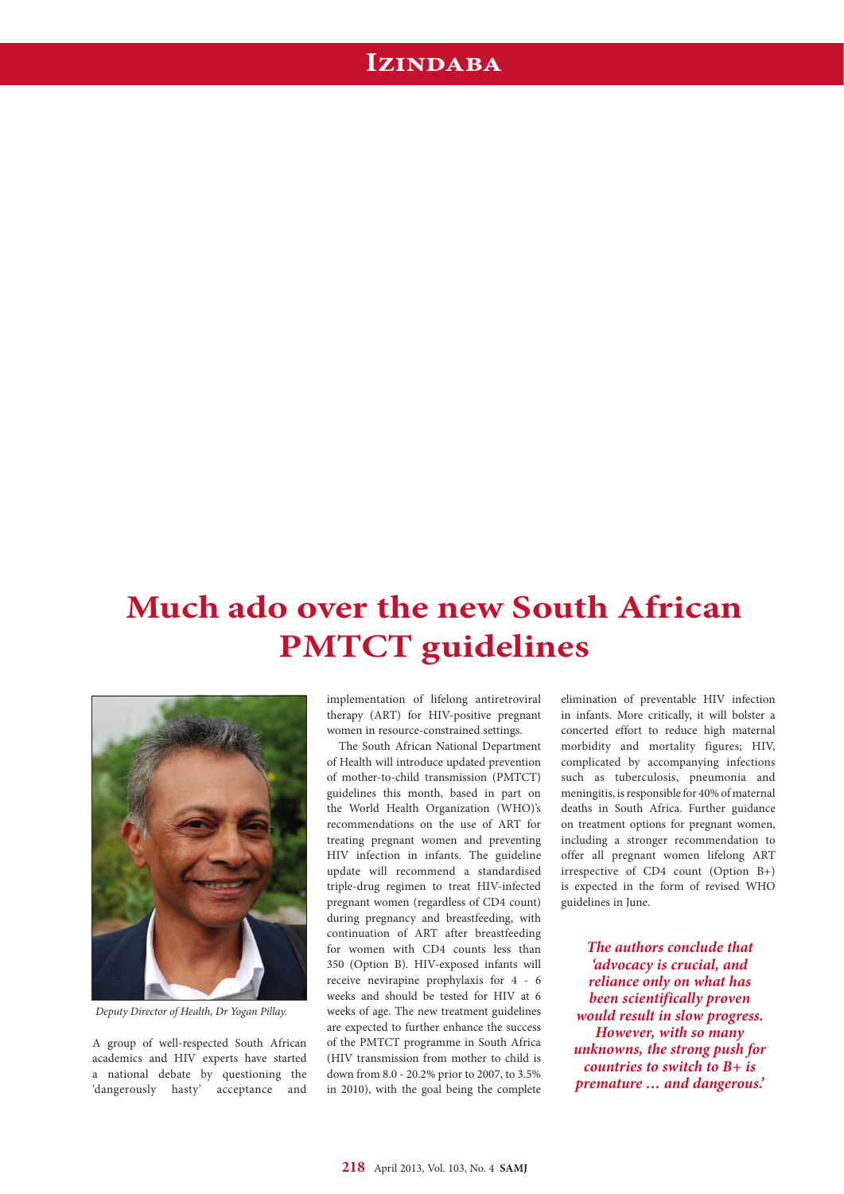# Much ado over the new South African PMTCT guidelines

*Deputy Director of Health, Dr Yogan Pillay.*

A group of well-respected South African academics and HIV experts have started a national debate by questioning the 'dangerously hasty' acceptance and implementation of lifelong antiretroviral therapy (ART) for HIV-positive pregnant women in resource-constrained settings.

The South African National Department of Health will introduce updated prevention of mother-to-child transmission (PMTCT) guidelines this month, based in part on the World Health Organization (WHO)'s recommendations on the use of ART for treating pregnant women and preventing HIV infection in infants. The guideline update will recommend a standardised triple-drug regimen to treat HIV-infected pregnant women (regardless of CD4 count) during pregnancy and breastfeeding, with continuation of ART after breastfeeding for women with CD4 counts less than 350 (Option B). HIV-exposed infants will receive nevirapine prophylaxis for 4 - 6 weeks and should be tested for HIV at 6 weeks of age. The new treatment guidelines are expected to further enhance the success of the PMTCT programme in South Africa (HIV transmission from mother to child is down from 8.0 - 20.2% prior to 2007, to 3.5% in 2010), with the goal being the complete elimination of preventable HIV infection in infants. More critically, it will bolster a concerted effort to reduce high maternal morbidity and mortality figures; HIV, complicated by accompanying infections such as tuberculosis, pneumonia and meningitis, is responsible for 40% of maternal deaths in South Africa. Further guidance on treatment options for pregnant women, including a stronger recommendation to offer all pregnant women lifelong ART irrespective of CD4 count (Option B+) is expected in the form of revised WHO guidelines in June.

***The authors conclude that 'advocacy is crucial, and reliance only on what has been scientifically proven would result in slow progress. However, with so many unknowns, the strong push for countries to switch to B+ is premature … and dangerous.'***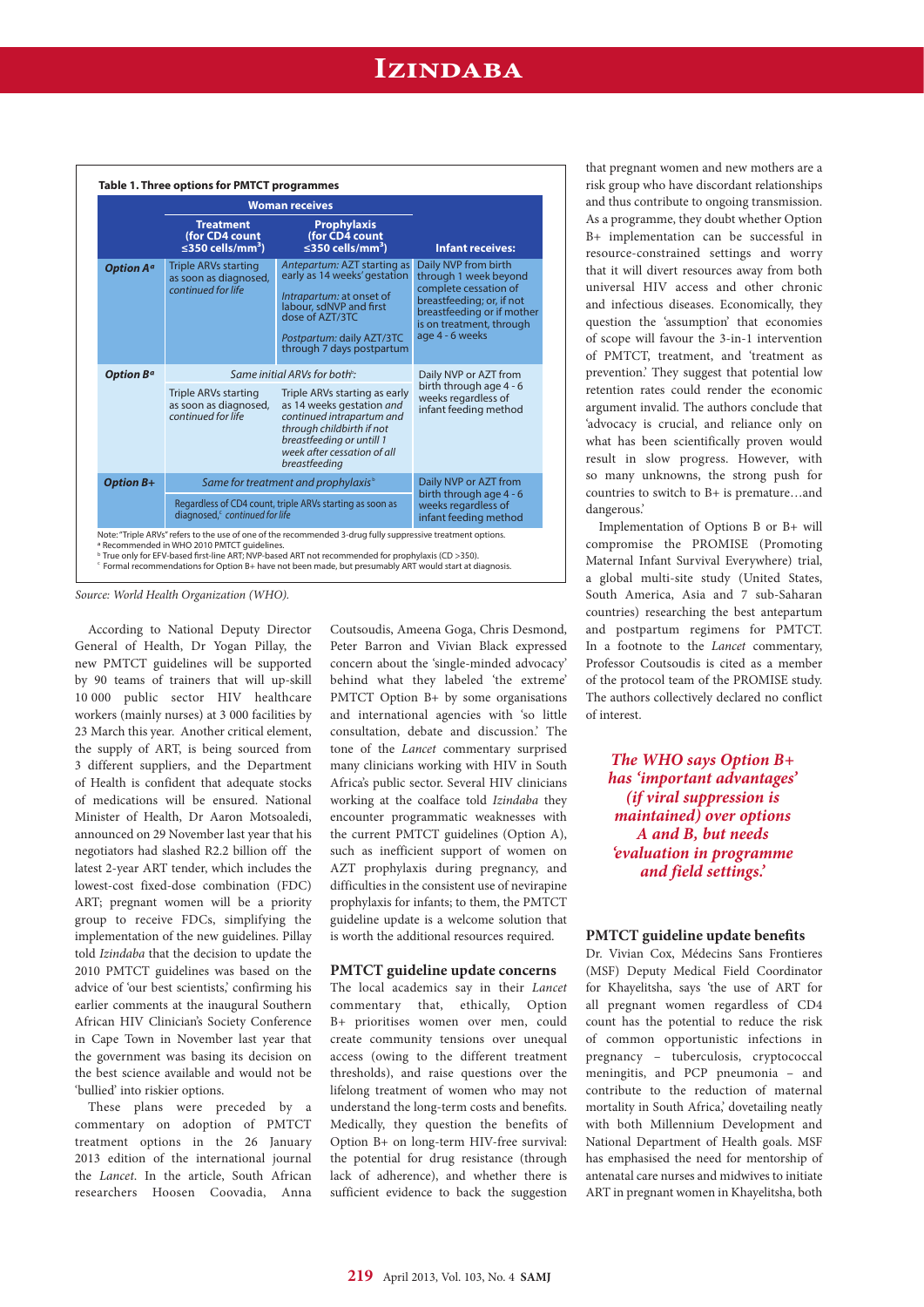**Table 1. Three options for PMTCT programmes**

| | Woman receives | | |
|---|---|---|---|
| | Treatment (for CD4 count ≤350 cells/mm[3]) | Prophylaxis (for CD4 count ≤350 cells/mm[3]) | Infant receives: |
| *Option A*[a] | *Triple ARVs starting as soon as diagnosed, continued for life* | *Antepartum:* AZT starting as early as 14 weeks' gestation<br>*Intrapartum:* at onset of labour, sdNVP and first dose of AZT/3TC<br>*Postpartum:* daily AZT/3TC through 7 days postpartum | Daily NVP from birth through 1 week beyond complete cessation of breastfeeding; or, if not breastfeeding or if mother is on treatment, through age 4 - 6 weeks |
| *Option B*[a] | *Same initial ARVs for both*[b]:<br>Triple ARVs starting as soon as diagnosed, *continued for life* | Triple ARVs starting as early as 14 weeks gestation *and continued intrapartum and through childbirth if not breastfeeding or untill 1 week after cessation of all breastfeeding* | Daily NVP or AZT from birth through age 4 - 6 weeks regardless of infant feeding method |
| *Option B+* | *Same for treatment and prophylaxis*[c]<br>Regardless of CD4 count, triple ARVs starting as soon as diagnosed,[c] *continued for life* | | Daily NVP or AZT from birth through age 4 - 6 weeks regardless of infant feeding method |

Note: "Triple ARVs" refers to the use of one of the recommended 3-drug fully suppressive treatment options.
[a] Recommended in WHO 2010 PMTCT guidelines.
[b] True only for EFV-based first-line ART; NVP-based ART not recommended for prophylaxis (CD >350).
[c] Formal recommendations for Option B+ have not been made, but presumably ART would start at diagnosis.

*Source: World Health Organization (WHO).*

According to National Deputy Director General of Health, Dr Yogan Pillay, the new PMTCT guidelines will be supported by 90 teams of trainers that will up-skill 10 000 public sector HIV healthcare workers (mainly nurses) at 3 000 facilities by 23 March this year. Another critical element, the supply of ART, is being sourced from 3 different suppliers, and the Department of Health is confident that adequate stocks of medications will be ensured. National Minister of Health, Dr Aaron Motsoaledi, announced on 29 November last year that his negotiators had slashed R2.2 billion off the latest 2-year ART tender, which includes the lowest-cost fixed-dose combination (FDC) ART; pregnant women will be a priority group to receive FDCs, simplifying the implementation of the new guidelines. Pillay told *Izindaba* that the decision to update the 2010 PMTCT guidelines was based on the advice of 'our best scientists,' confirming his earlier comments at the inaugural Southern African HIV Clinician's Society Conference in Cape Town in November last year that the government was basing its decision on the best science available and would not be 'bullied' into riskier options.

These plans were preceded by a commentary on adoption of PMTCT treatment options in the 26 January 2013 edition of the international journal the *Lancet*. In the article, South African researchers Hoosen Coovadia, Anna Coutsoudis, Ameena Goga, Chris Desmond, Peter Barron and Vivian Black expressed concern about the 'single-minded advocacy' behind what they labeled 'the extreme' PMTCT Option B+ by some organisations and international agencies with 'so little consultation, debate and discussion.' The tone of the *Lancet* commentary surprised many clinicians working with HIV in South Africa's public sector. Several HIV clinicians working at the coalface told *Izindaba* they encounter programmatic weaknesses with the current PMTCT guidelines (Option A), such as inefficient support of women on AZT prophylaxis during pregnancy, and difficulties in the consistent use of nevirapine prophylaxis for infants; to them, the PMTCT guideline update is a welcome solution that is worth the additional resources required.

## PMTCT guideline update concerns

The local academics say in their *Lancet* commentary that, ethically, Option B+ prioritises women over men, could create community tensions over unequal access (owing to the different treatment thresholds), and raise questions over the lifelong treatment of women who may not understand the long-term costs and benefits. Medically, they question the benefits of Option B+ on long-term HIV-free survival: the potential for drug resistance (through lack of adherence), and whether there is sufficient evidence to back the suggestion that pregnant women and new mothers are a risk group who have discordant relationships and thus contribute to ongoing transmission. As a programme, they doubt whether Option B+ implementation can be successful in resource-constrained settings and worry that it will divert resources away from both universal HIV access and other chronic and infectious diseases. Economically, they question the 'assumption' that economies of scope will favour the 3-in-1 intervention of PMTCT, treatment, and 'treatment as prevention.' They suggest that potential low retention rates could render the economic argument invalid. The authors conclude that 'advocacy is crucial, and reliance only on what has been scientifically proven would result in slow progress. However, with so many unknowns, the strong push for countries to switch to B+ is premature…and dangerous.'

Implementation of Options B or B+ will compromise the PROMISE (Promoting Maternal Infant Survival Everywhere) trial, a global multi-site study (United States, South America, Asia and 7 sub-Saharan countries) researching the best antepartum and postpartum regimens for PMTCT. In a footnote to the *Lancet* commentary, Professor Coutsoudis is cited as a member of the protocol team of the PROMISE study. The authors collectively declared no conflict of interest.

> ***The WHO says Option B+ has 'important advantages' (if viral suppression is maintained) over options A and B, but needs 'evaluation in programme and field settings.'***

## PMTCT guideline update benefits

Dr. Vivian Cox, Médecins Sans Frontieres (MSF) Deputy Medical Field Coordinator for Khayelitsha, says 'the use of ART for all pregnant women regardless of CD4 count has the potential to reduce the risk of common opportunistic infections in pregnancy – tuberculosis, cryptococcal meningitis, and PCP pneumonia – and contribute to the reduction of maternal mortality in South Africa,' dovetailing neatly with both Millennium Development and National Department of Health goals. MSF has emphasised the need for mentorship of antenatal care nurses and midwives to initiate ART in pregnant women in Khayelitsha, both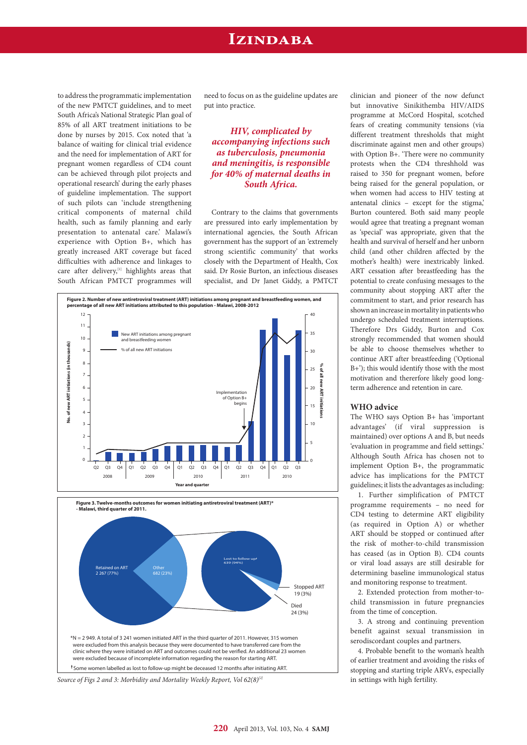to address the programmatic implementation of the new PMTCT guidelines, and to meet South Africa's National Strategic Plan goal of 85% of all ART treatment initiations to be done by nurses by 2015. Cox noted that 'a balance of waiting for clinical trial evidence and the need for implementation of ART for pregnant women regardless of CD4 count can be achieved through pilot projects and operational research' during the early phases of guideline implementation. The support of such pilots can 'include strengthening critical components of maternal child health, such as family planning and early presentation to antenatal care.' Malawi's experience with Option B+, which has greatly increased ART coverage but faced difficulties with adherence and linkages to care after delivery,[1] highlights areas that South African PMTCT programmes will need to focus on as the guideline updates are put into practice.

> ***HIV, complicated by accompanying infections such as tuberculosis, pneumonia and meningitis, is responsible for 40% of maternal deaths in South Africa.***

Contrary to the claims that governments are pressured into early implementation by international agencies, the South African government has the support of an 'extremely strong scientific community' that works closely with the Department of Health, Cox said. Dr Rosie Burton, an infectious diseases specialist, and Dr Janet Giddy, a PMTCT clinician and pioneer of the now defunct but innovative Sinikithemba HIV/AIDS programme at McCord Hospital, scotched fears of creating community tensions (via different treatment thresholds that might discriminate against men and other groups) with Option B+. 'There were no community protests when the CD4 threshhold was raised to 350 for pregnant women, before being raised for the general population, or when women had access to HIV testing at antenatal clinics – except for the stigma,' Burton countered. Both said many people would agree that treating a pregnant woman as 'special' was appropriate, given that the health and survival of herself and her unborn child (and other children affected by the mother's health) were inextricably linked. ART cessation after breastfeeding has the potential to create confusing messages to the community about stopping ART after the commitment to start, and prior research has shown an increase in mortality in patients who undergo scheduled treatment interruptions. Therefore Drs Giddy, Burton and Cox strongly recommended that women should be able to choose themselves whether to continue ART after breastfeeding ('Optional B+'); this would identify those with the most motivation and thererfore likely good long-term adherence and retention in care.

**Figure 2. Number of new antiretroviral treatment (ART) initiations among pregnant and breastfeeding women, and percentage of all new ART initiations attributed to this population - Malawi, 2008-2012**

**Figure 3. Twelve-months outcomes for women initiating antiretroviral treatment (ART)\* - Malawi, third quarter of 2011.**

\*N = 2 949. A total of 3 241 women initiated ART in the third quarter of 2011. However, 315 women were excluded from this analysis because they were documented to have transferred care from the clinic where they were initiated on ART and outcomes could not be verified. An additional 23 women were excluded because of incomplete information regarding the reason for starting ART.

†Some women labelled as lost to follow-up might be deceased 12 months after initiating ART.

*Source of Figs 2 and 3: Morbidity and Mortality Weekly Report, Vol 62(8)*[2]

## WHO advice

The WHO says Option B+ has 'important advantages' (if viral suppression is maintained) over options A and B, but needs 'evaluation in programme and field settings.' Although South Africa has chosen not to implement Option B+, the programmatic advice has implications for the PMTCT guidelines; it lists the advantages as including:

1. Further simplification of PMTCT programme requirements – no need for CD4 testing to determine ART eligibility (as required in Option A) or whether ART should be stopped or continued after the risk of mother-to-child transmission has ceased (as in Option B). CD4 counts or viral load assays are still desirable for determining baseline immunological status and monitoring response to treatment.
2. Extended protection from mother-to-child transmission in future pregnancies from the time of conception.
3. A strong and continuing prevention benefit against sexual transmission in serodiscordant couples and partners.
4. Probable benefit to the woman's health of earlier treatment and avoiding the risks of stopping and starting triple ARVs, especially in settings with high fertility.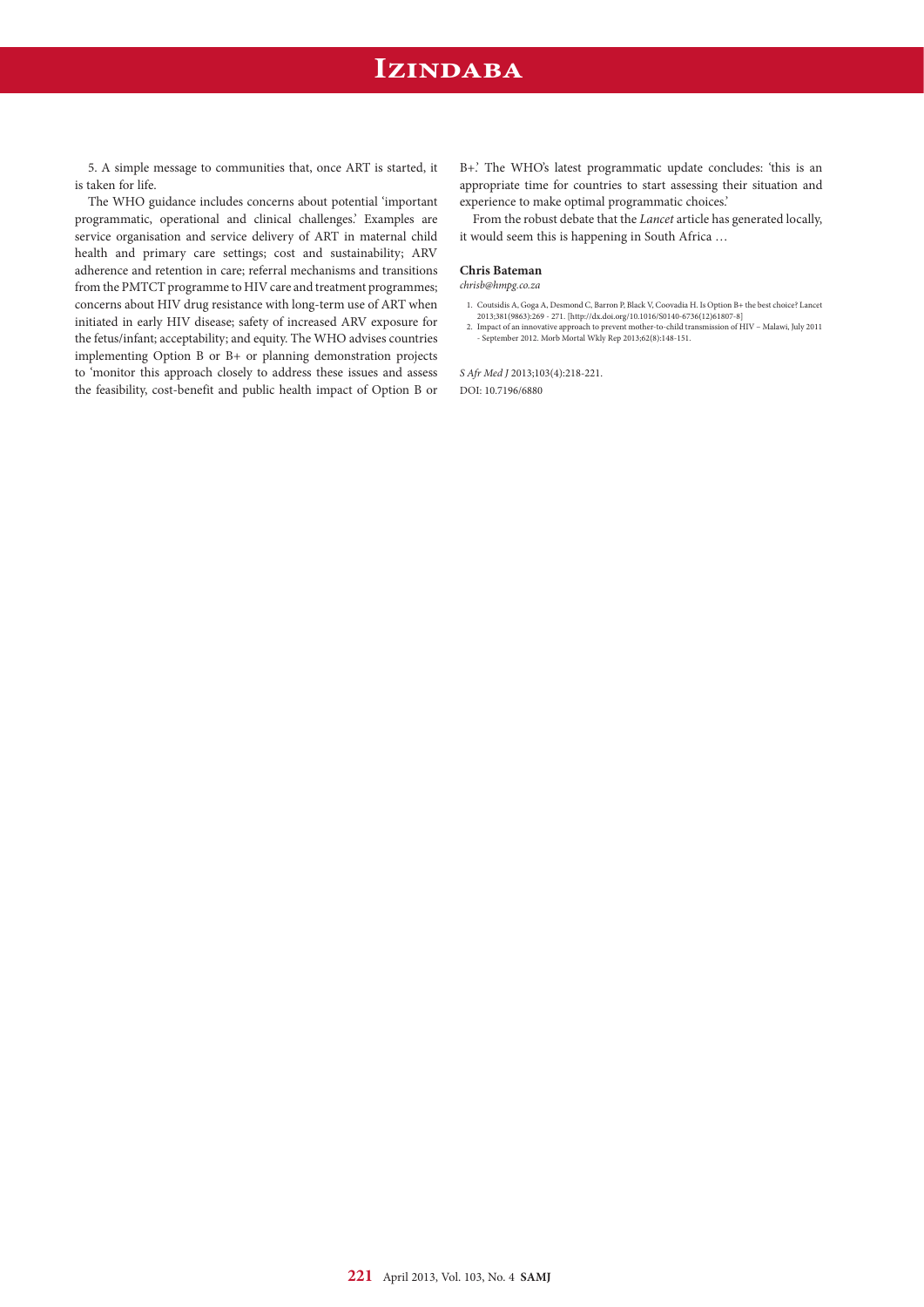5. A simple message to communities that, once ART is started, it is taken for life.

The WHO guidance includes concerns about potential 'important programmatic, operational and clinical challenges.' Examples are service organisation and service delivery of ART in maternal child health and primary care settings; cost and sustainability; ARV adherence and retention in care; referral mechanisms and transitions from the PMTCT programme to HIV care and treatment programmes; concerns about HIV drug resistance with long-term use of ART when initiated in early HIV disease; safety of increased ARV exposure for the fetus/infant; acceptability; and equity. The WHO advises countries implementing Option B or B+ or planning demonstration projects to 'monitor this approach closely to address these issues and assess the feasibility, cost-benefit and public health impact of Option B or B+.' The WHO's latest programmatic update concludes: 'this is an appropriate time for countries to start assessing their situation and experience to make optimal programmatic choices.'

From the robust debate that the *Lancet* article has generated locally, it would seem this is happening in South Africa …

**Chris Bateman**
*chrisb@hmpg.co.za*

1. Coutsidis A, Goga A, Desmond C, Barron P, Black V, Coovadia H. Is Option B+ the best choice? Lancet 2013;381(9863):269 - 271. [http://dx.doi.org/10.1016/S0140-6736(12)61807-8]
2. Impact of an innovative approach to prevent mother-to-child transmission of HIV – Malawi, July 2011 - September 2012. Morb Mortal Wkly Rep 2013;62(8):148-151.

*S Afr Med J* 2013;103(4):218-221. DOI: 10.7196/6880